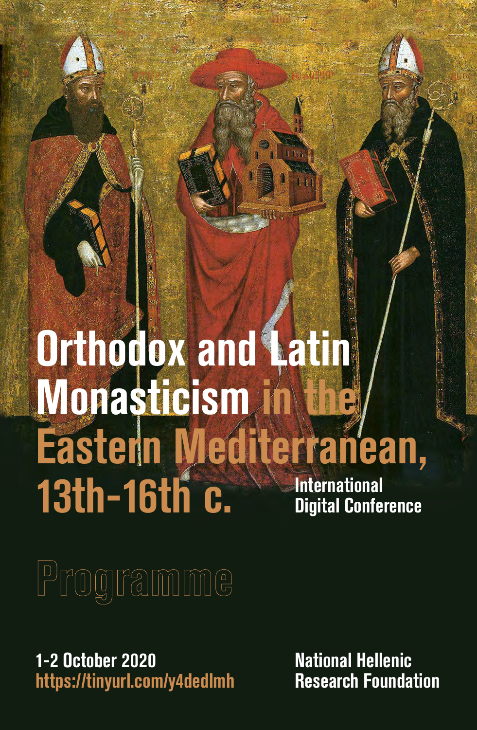# Orthodox and Latin Monasticism in the Eastern Mediterranean, 13th-16th c.

International Digital Conference

## Programme

1-2 October 2020
https://tinyurl.com/y4dedlmh

National Hellenic Research Foundation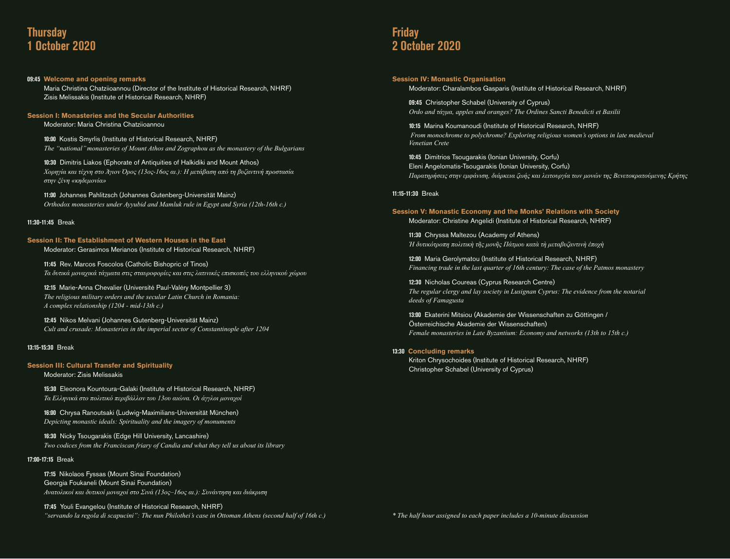## Thursday 1 October 2020

**09:45 Welcome and opening remarks**

Maria Christina Chatziioannou (Director of the Institute of Historical Research, NHRF)
Zisis Melissakis (Institute of Historical Research, NHRF)

### Session I: Monasteries and the Secular Authorities

Moderator: Maria Christina Chatziioannou

**10:00** Kostis Smyrlis (Institute of Historical Research, NHRF)
*The "national" monasteries of Mount Athos and Zographou as the monastery of the Bulgarians*

**10:30** Dimitris Liakos (Ephorate of Antiquities of Halkidiki and Mount Athos)
*Χορηγία και τέχνη στο Άγιον Όρος (13ος-16ος αι.): Η μετάβαση από τη βυζαντινή προστασία στην ξένη «κηδεμονία»*

**11:00** Johannes Pahlitzsch (Johannes Gutenberg-Universität Mainz)
*Orthodox monasteries under Ayyubid and Mamluk rule in Egypt and Syria (12th-16th c.)*

**11:30-11:45** Break

### Session II: The Establishment of Western Houses in the East

Moderator: Gerasimos Merianos (Institute of Historical Research, NHRF)

**11:45** Rev. Marcos Foscolos (Catholic Bishopric of Tinos)
*Τα δυτικά μοναχικά τάγματα στις σταυροφορίες και στις λατινικές επισκοπές του ελληνικού χώρου*

**12:15** Marie-Anna Chevalier (Université Paul-Valéry Montpellier 3)
*The religious military orders and the secular Latin Church in Romania: A complex relationship (1204 - mid-13th c.)*

**12:45** Nikos Melvani (Johannes Gutenberg-Universität Mainz)
*Cult and crusade: Monasteries in the imperial sector of Constantinople after 1204*

**13:15-15:30** Break

### Session III: Cultural Transfer and Spirituality

Moderator: Zisis Melissakis

**15:30** Eleonora Kountoura-Galaki (Institute of Historical Research, NHRF)
*Τα Ελληνικά στο πολιτικό περιβάλλον του 13ου αιώνα. Οι άγγλοι μοναχοί*

**16:00** Chrysa Ranoutsaki (Ludwig-Maximilians-Universität München)
*Depicting monastic ideals: Spirituality and the imagery of monuments*

**16:30** Nicky Tsougarakis (Edge Hill University, Lancashire)
*Two codices from the Franciscan friary of Candia and what they tell us about its library*

**17:00-17:15** Break

**17:15** Nikolaos Fyssas (Mount Sinai Foundation)
Georgia Foukaneli (Mount Sinai Foundation)
*Ανατολικοί και δυτικοί μοναχοί στο Σινά (13ος–16ος αι.): Συνάντηση και διάκριση*

**17:45** Youli Evangelou (Institute of Historical Research, NHRF)
*"servando la regola di scapucini": The nun Philothei's case in Ottoman Athens (second half of 16th c.)*

## Friday 2 October 2020

### Session IV: Monastic Organisation

Moderator: Charalambos Gasparis (Institute of Historical Research, NHRF)

**09:45** Christopher Schabel (University of Cyprus)
*Ordo and τάγμα, apples and oranges? The Ordines Sancti Benedicti et Basilii*

**10:15** Marina Koumanoudi (Institute of Historical Research, NHRF)
*From monochrome to polychrome? Exploring religious women's options in late medieval Venetian Crete*

**10:45** Dimitrios Tsougarakis (Ionian University, Corfu)
Eleni Angelomatis-Tsougarakis (Ionian University, Corfu)
*Παρατηρήσεις στην εμφάνιση, διάρκεια ζωής και λειτουργία των μονών της Βενετοκρατούμενης Κρήτης*

**11:15-11:30** Break

### Session V: Monastic Economy and the Monks' Relations with Society

Moderator: Christine Angelidi (Institute of Historical Research, NHRF)

**11:30** Chryssa Maltezou (Academy of Athens)
*Ἡ δυτικότροπη πολιτικὴ τῆς μονῆς Πάτμου κατὰ τὴ μεταβυζαντινὴ ἐποχὴ*

**12:00** Maria Gerolymatou (Institute of Historical Research, NHRF)
*Financing trade in the last quarter of 16th century: The case of the Patmos monastery*

**12:30** Nicholas Coureas (Cyprus Research Centre)
*The regular clergy and lay society in Lusignan Cyprus: The evidence from the notarial deeds of Famagusta*

**13:00** Ekaterini Mitsiou (Akademie der Wissenschaften zu Göttingen / Österreichische Akademie der Wissenschaften)
*Female monasteries in Late Byzantium: Economy and networks (13th to 15th c.)*

**13:30 Concluding remarks**

Kriton Chrysochoides (Institute of Historical Research, NHRF)
Christopher Schabel (University of Cyprus)

*\* The half hour assigned to each paper includes a 10-minute discussion*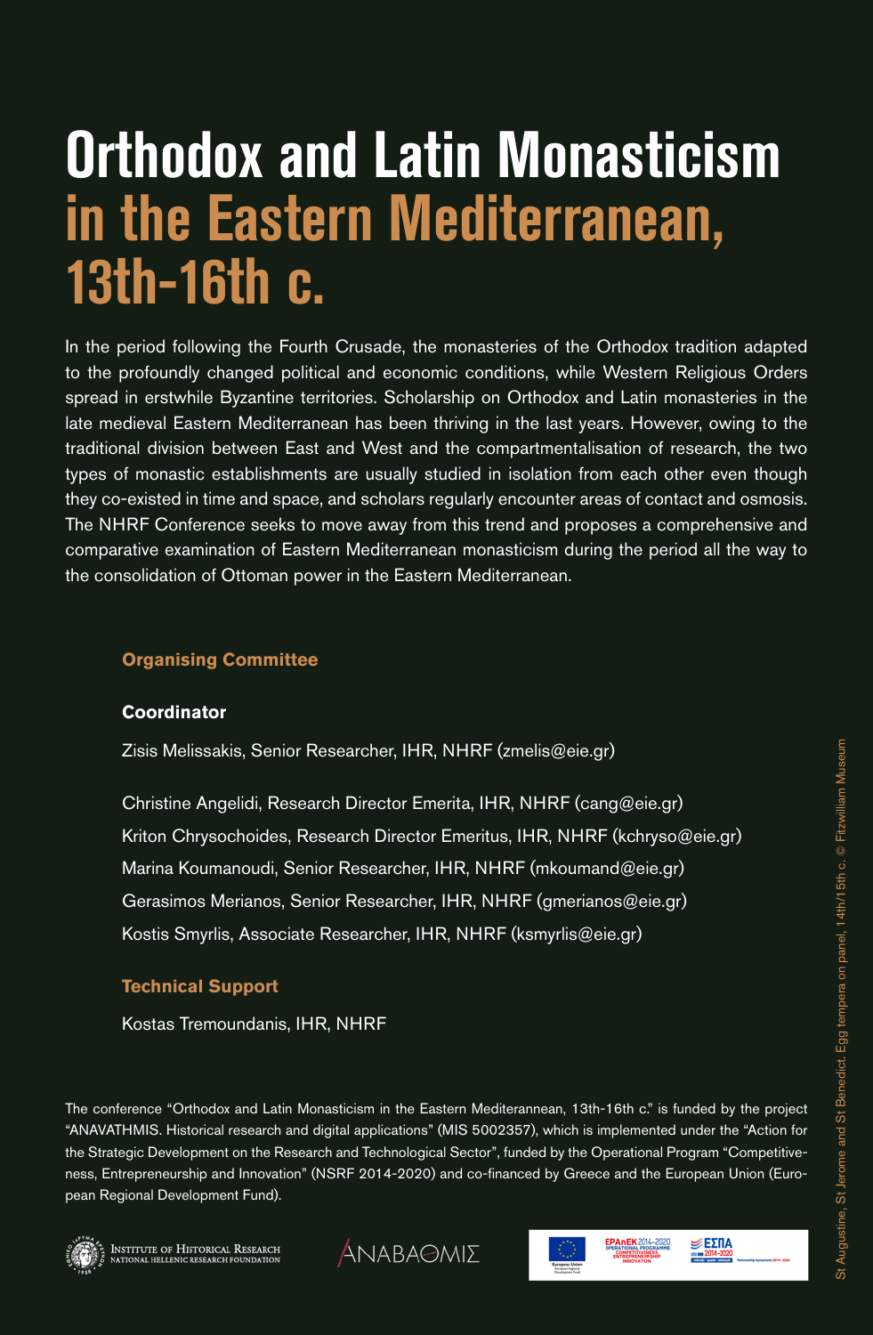# Orthodox and Latin Monasticism in the Eastern Mediterranean, 13th-16th c.

In the period following the Fourth Crusade, the monasteries of the Orthodox tradition adapted to the profoundly changed political and economic conditions, while Western Religious Orders spread in erstwhile Byzantine territories. Scholarship on Orthodox and Latin monasteries in the late medieval Eastern Mediterranean has been thriving in the last years. However, owing to the traditional division between East and West and the compartmentalisation of research, the two types of monastic establishments are usually studied in isolation from each other even though they co-existed in time and space, and scholars regularly encounter areas of contact and osmosis. The NHRF Conference seeks to move away from this trend and proposes a comprehensive and comparative examination of Eastern Mediterranean monasticism during the period all the way to the consolidation of Ottoman power in the Eastern Mediterranean.

## Organising Committee

**Coordinator**

Zisis Melissakis, Senior Researcher, IHR, NHRF (zmelis@eie.gr)

Christine Angelidi, Research Director Emerita, IHR, NHRF (cang@eie.gr)
Kriton Chrysochoides, Research Director Emeritus, IHR, NHRF (kchryso@eie.gr)
Marina Koumanoudi, Senior Researcher, IHR, NHRF (mkoumand@eie.gr)
Gerasimos Merianos, Senior Researcher, IHR, NHRF (gmerianos@eie.gr)
Kostis Smyrlis, Associate Researcher, IHR, NHRF (ksmyrlis@eie.gr)

## Technical Support

Kostas Tremoundanis, IHR, NHRF

The conference "Orthodox and Latin Monasticism in the Eastern Mediterannean, 13th-16th c." is funded by the project "ANAVATHMIS. Historical research and digital applications" (MIS 5002357), which is implemented under the "Action for the Strategic Development on the Research and Technological Sector", funded by the Operational Program "Competitiveness, Entrepreneurship and Innovation" (NSRF 2014-2020) and co-financed by Greece and the European Union (European Regional Development Fund).

Institute of Historical Research
National Hellenic Research Foundation

ΑΝΑΒΑΘΜΙΣ

St Augustine, St Jerome and St Benedict. Egg tempera on panel, 14th/15th c. © Fitzwilliam Museum